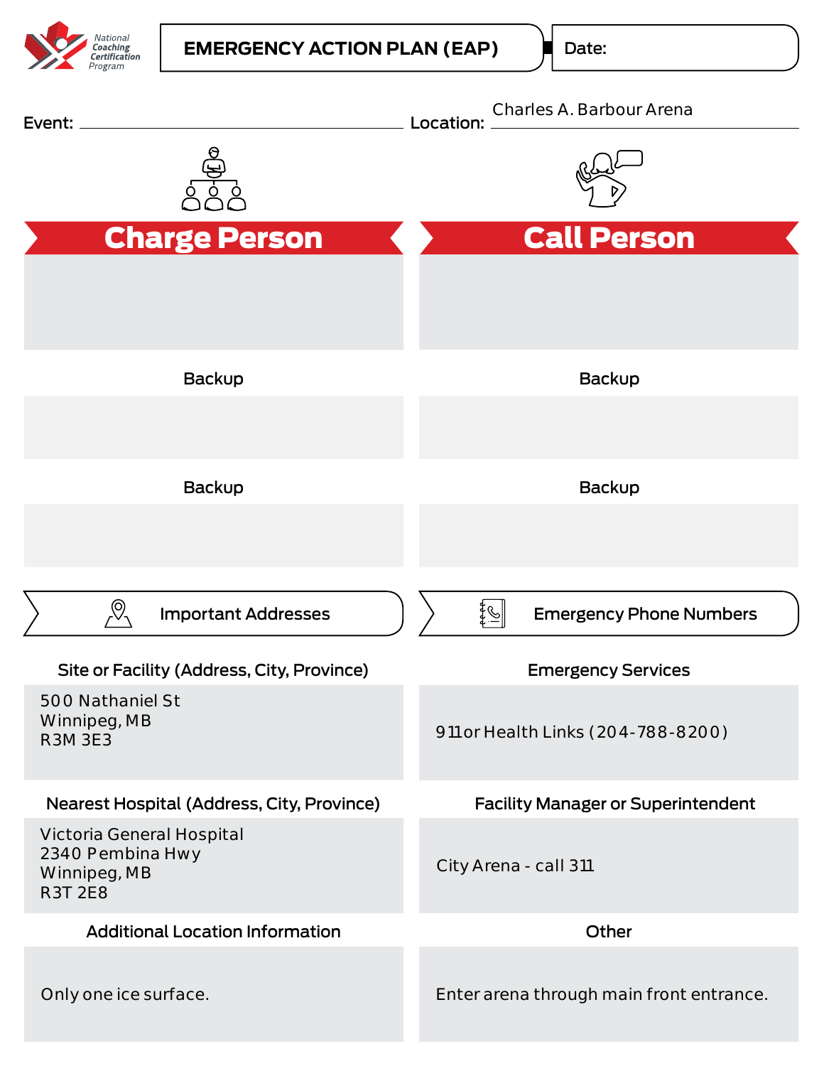# EMERGENCY ACTION PLAN (EAP)

Date:

Event:

Location: Charles A. Barbour Arena

## Charge Person

Backup

Backup

## Call Person

Backup

Backup

## Important Addresses

**Site or Facility (Address, City, Province)**

500 Nathaniel St
Winnipeg, MB
R3M 3E3

**Nearest Hospital (Address, City, Province)**

Victoria General Hospital
2340 Pembina Hwy
Winnipeg, MB
R3T 2E8

**Additional Location Information**

Only one ice surface.

## Emergency Phone Numbers

**Emergency Services**

911 or Health Links (204-788-8200)

**Facility Manager or Superintendent**

City Arena - call 311

**Other**

Enter arena through main front entrance.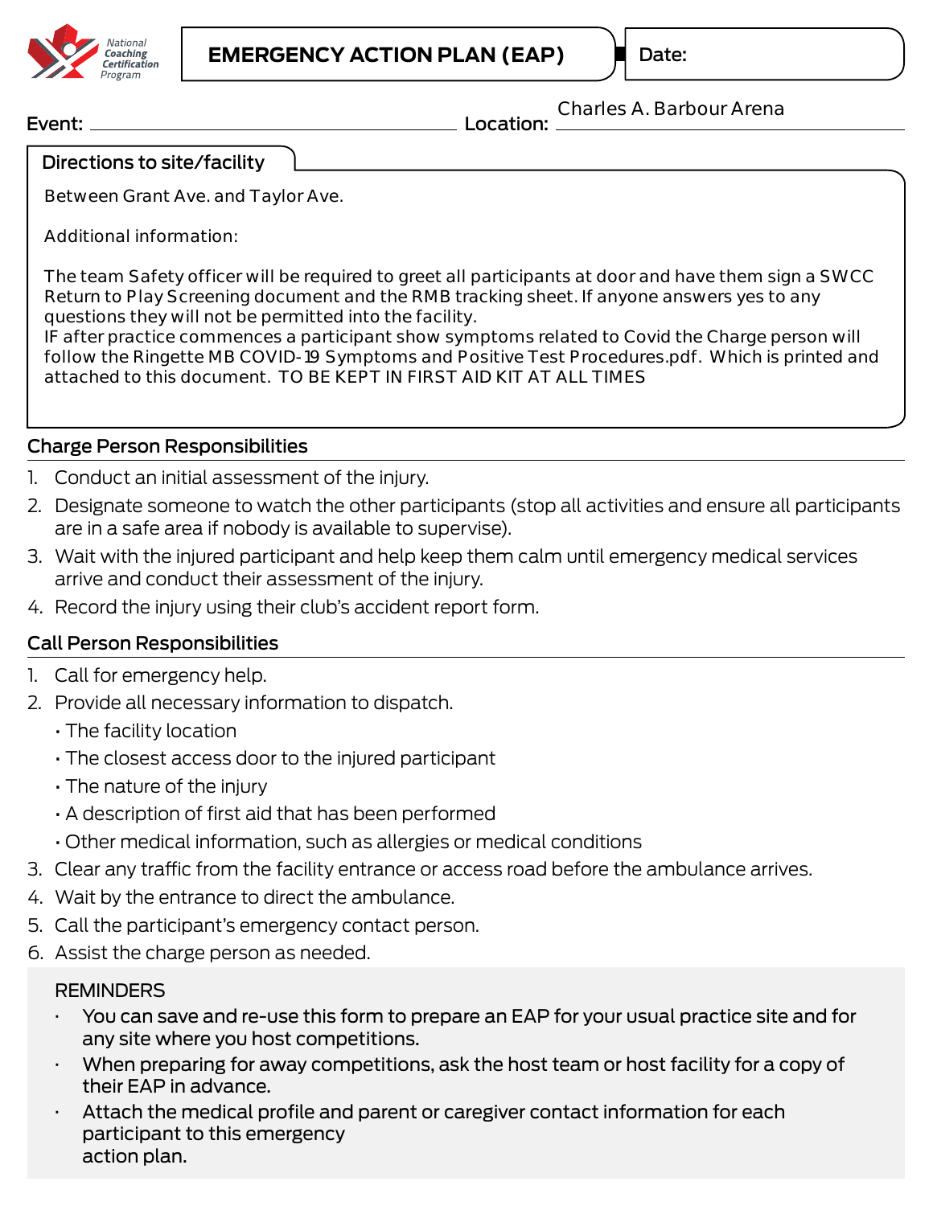National Coaching Certification Program

# EMERGENCY ACTION PLAN (EAP)

**Date:**

**Event:** ______________________ **Location:** Charles A. Barbour Arena

## Directions to site/facility

Between Grant Ave. and Taylor Ave.

Additional information:

The team Safety officer will be required to greet all participants at door and have them sign a SWCC Return to Play Screening document and the RMB tracking sheet. If anyone answers yes to any questions they will not be permitted into the facility.
IF after practice commences a participant show symptoms related to Covid the Charge person will follow the Ringette MB COVID-19 Symptoms and Positive Test Procedures.pdf. Which is printed and attached to this document. TO BE KEPT IN FIRST AID KIT AT ALL TIMES

## Charge Person Responsibilities

1. Conduct an initial assessment of the injury.
2. Designate someone to watch the other participants (stop all activities and ensure all participants are in a safe area if nobody is available to supervise).
3. Wait with the injured participant and help keep them calm until emergency medical services arrive and conduct their assessment of the injury.
4. Record the injury using their club's accident report form.

## Call Person Responsibilities

1. Call for emergency help.
2. Provide all necessary information to dispatch.
   - The facility location
   - The closest access door to the injured participant
   - The nature of the injury
   - A description of first aid that has been performed
   - Other medical information, such as allergies or medical conditions
3. Clear any traffic from the facility entrance or access road before the ambulance arrives.
4. Wait by the entrance to direct the ambulance.
5. Call the participant's emergency contact person.
6. Assist the charge person as needed.

### REMINDERS

- You can save and re-use this form to prepare an EAP for your usual practice site and for any site where you host competitions.
- When preparing for away competitions, ask the host team or host facility for a copy of their EAP in advance.
- Attach the medical profile and parent or caregiver contact information for each participant to this emergency action plan.